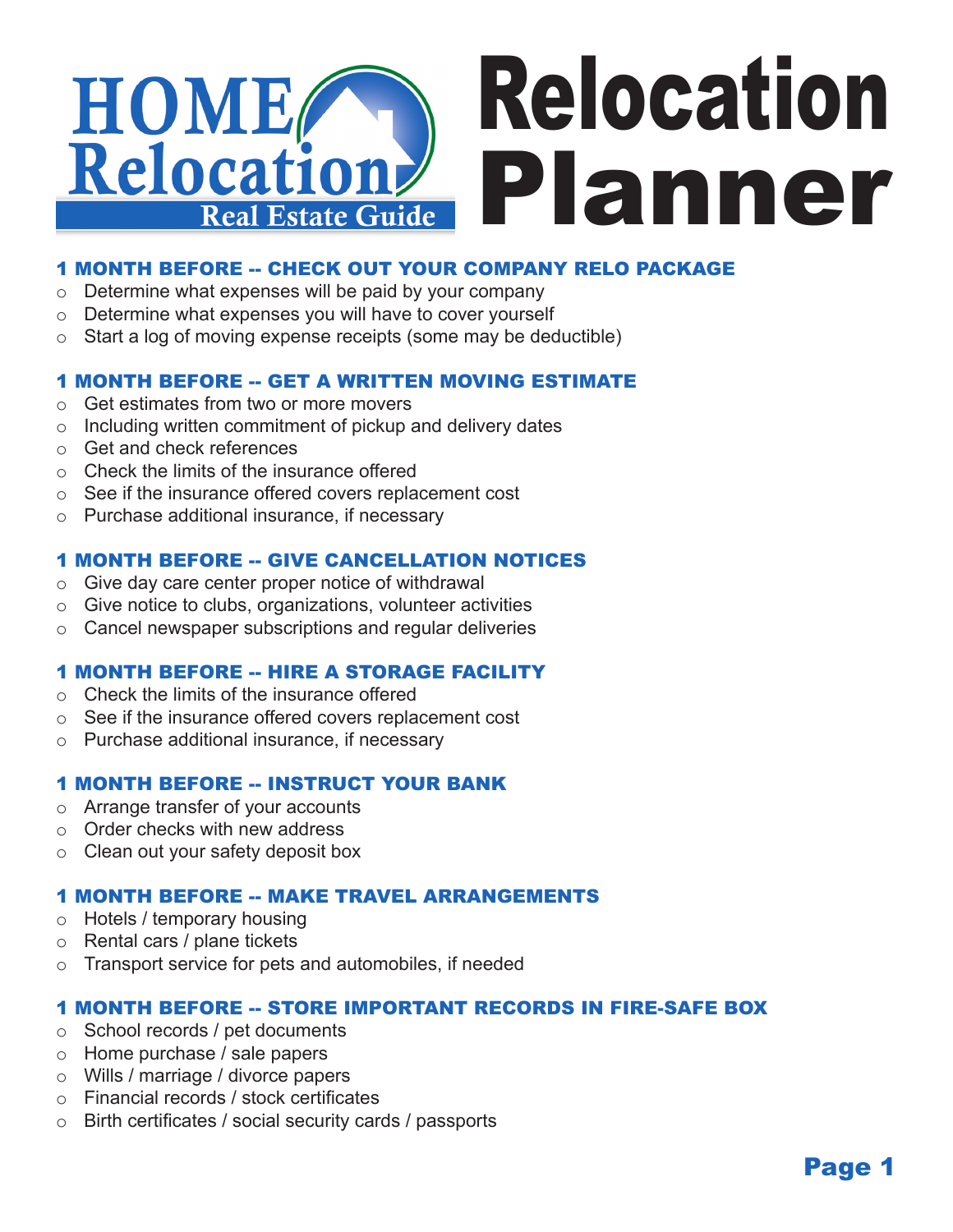# HOME Relocation Real Estate Guide

# Relocation Planner

## 1 MONTH BEFORE -- CHECK OUT YOUR COMPANY RELO PACKAGE

- Determine what expenses will be paid by your company
- Determine what expenses you will have to cover yourself
- Start a log of moving expense receipts (some may be deductible)

## 1 MONTH BEFORE -- GET A WRITTEN MOVING ESTIMATE

- Get estimates from two or more movers
- Including written commitment of pickup and delivery dates
- Get and check references
- Check the limits of the insurance offered
- See if the insurance offered covers replacement cost
- Purchase additional insurance, if necessary

## 1 MONTH BEFORE -- GIVE CANCELLATION NOTICES

- Give day care center proper notice of withdrawal
- Give notice to clubs, organizations, volunteer activities
- Cancel newspaper subscriptions and regular deliveries

## 1 MONTH BEFORE -- HIRE A STORAGE FACILITY

- Check the limits of the insurance offered
- See if the insurance offered covers replacement cost
- Purchase additional insurance, if necessary

## 1 MONTH BEFORE -- INSTRUCT YOUR BANK

- Arrange transfer of your accounts
- Order checks with new address
- Clean out your safety deposit box

## 1 MONTH BEFORE -- MAKE TRAVEL ARRANGEMENTS

- Hotels / temporary housing
- Rental cars / plane tickets
- Transport service for pets and automobiles, if needed

## 1 MONTH BEFORE -- STORE IMPORTANT RECORDS IN FIRE-SAFE BOX

- School records / pet documents
- Home purchase / sale papers
- Wills / marriage / divorce papers
- Financial records / stock certificates
- Birth certificates / social security cards / passports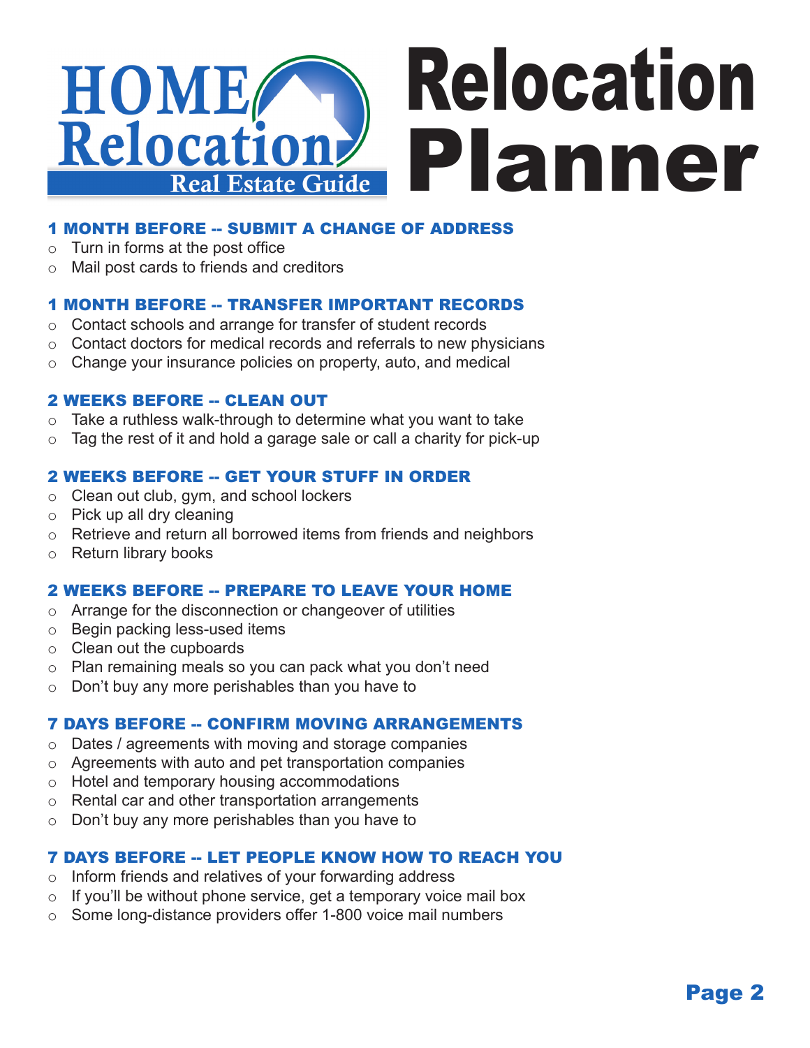# HOME Relocation Real Estate Guide — Relocation Planner

## 1 MONTH BEFORE -- SUBMIT A CHANGE OF ADDRESS

- Turn in forms at the post office
- Mail post cards to friends and creditors

## 1 MONTH BEFORE -- TRANSFER IMPORTANT RECORDS

- Contact schools and arrange for transfer of student records
- Contact doctors for medical records and referrals to new physicians
- Change your insurance policies on property, auto, and medical

## 2 WEEKS BEFORE -- CLEAN OUT

- Take a ruthless walk-through to determine what you want to take
- Tag the rest of it and hold a garage sale or call a charity for pick-up

## 2 WEEKS BEFORE -- GET YOUR STUFF IN ORDER

- Clean out club, gym, and school lockers
- Pick up all dry cleaning
- Retrieve and return all borrowed items from friends and neighbors
- Return library books

## 2 WEEKS BEFORE -- PREPARE TO LEAVE YOUR HOME

- Arrange for the disconnection or changeover of utilities
- Begin packing less-used items
- Clean out the cupboards
- Plan remaining meals so you can pack what you don't need
- Don't buy any more perishables than you have to

## 7 DAYS BEFORE -- CONFIRM MOVING ARRANGEMENTS

- Dates / agreements with moving and storage companies
- Agreements with auto and pet transportation companies
- Hotel and temporary housing accommodations
- Rental car and other transportation arrangements
- Don't buy any more perishables than you have to

## 7 DAYS BEFORE -- LET PEOPLE KNOW HOW TO REACH YOU

- Inform friends and relatives of your forwarding address
- If you'll be without phone service, get a temporary voice mail box
- Some long-distance providers offer 1-800 voice mail numbers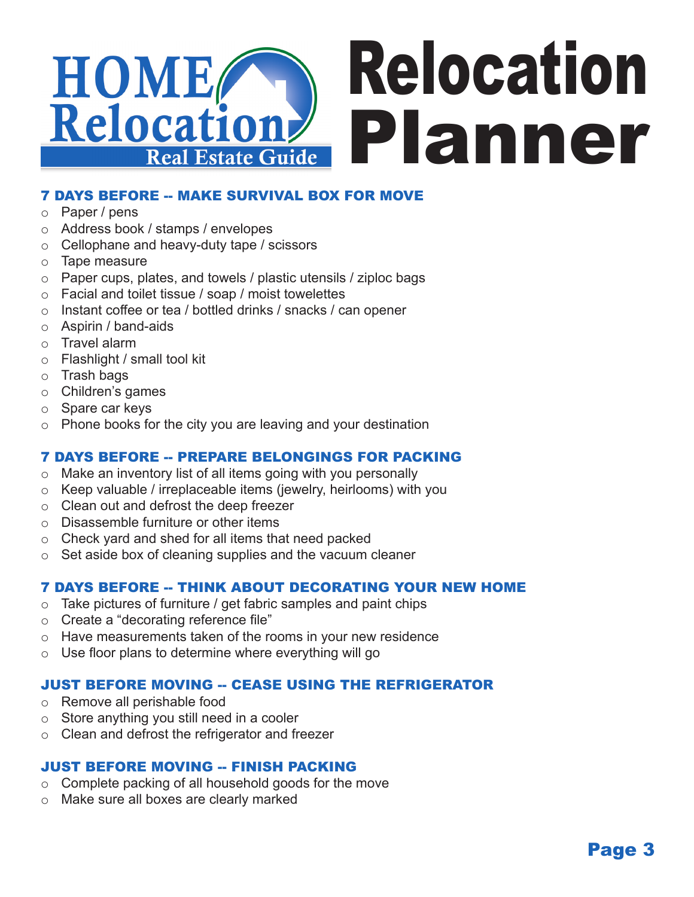# Relocation Planner

HOME Relocation Real Estate Guide

## 7 DAYS BEFORE -- MAKE SURVIVAL BOX FOR MOVE

- Paper / pens
- Address book / stamps / envelopes
- Cellophane and heavy-duty tape / scissors
- Tape measure
- Paper cups, plates, and towels / plastic utensils / ziploc bags
- Facial and toilet tissue / soap / moist towelettes
- Instant coffee or tea / bottled drinks / snacks / can opener
- Aspirin / band-aids
- Travel alarm
- Flashlight / small tool kit
- Trash bags
- Children's games
- Spare car keys
- Phone books for the city you are leaving and your destination

## 7 DAYS BEFORE -- PREPARE BELONGINGS FOR PACKING

- Make an inventory list of all items going with you personally
- Keep valuable / irreplaceable items (jewelry, heirlooms) with you
- Clean out and defrost the deep freezer
- Disassemble furniture or other items
- Check yard and shed for all items that need packed
- Set aside box of cleaning supplies and the vacuum cleaner

## 7 DAYS BEFORE -- THINK ABOUT DECORATING YOUR NEW HOME

- Take pictures of furniture / get fabric samples and paint chips
- Create a "decorating reference file"
- Have measurements taken of the rooms in your new residence
- Use floor plans to determine where everything will go

## JUST BEFORE MOVING -- CEASE USING THE REFRIGERATOR

- Remove all perishable food
- Store anything you still need in a cooler
- Clean and defrost the refrigerator and freezer

## JUST BEFORE MOVING -- FINISH PACKING

- Complete packing of all household goods for the move
- Make sure all boxes are clearly marked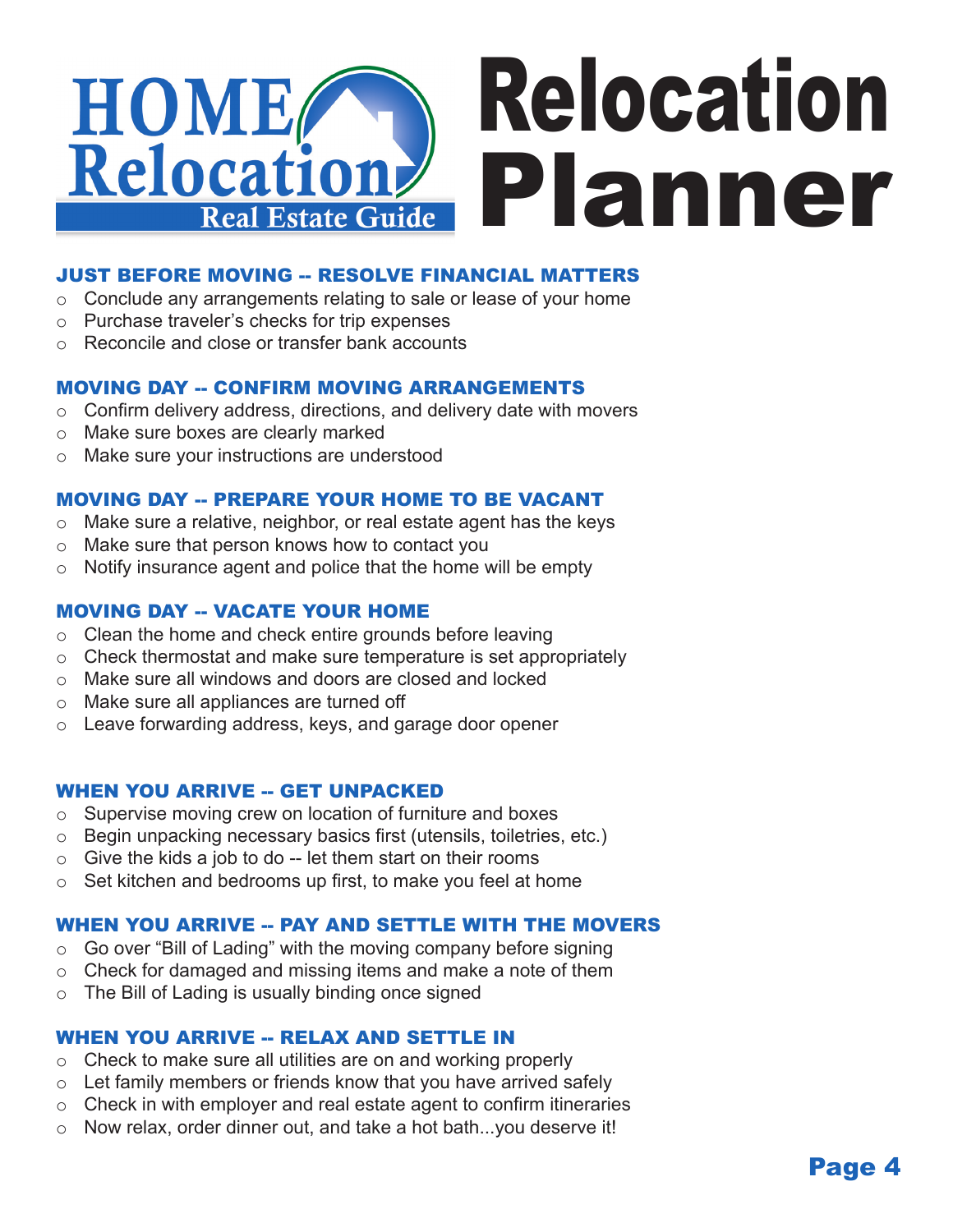HOME Relocation Real Estate Guide

# Relocation Planner

## JUST BEFORE MOVING -- RESOLVE FINANCIAL MATTERS

- Conclude any arrangements relating to sale or lease of your home
- Purchase traveler's checks for trip expenses
- Reconcile and close or transfer bank accounts

## MOVING DAY -- CONFIRM MOVING ARRANGEMENTS

- Confirm delivery address, directions, and delivery date with movers
- Make sure boxes are clearly marked
- Make sure your instructions are understood

## MOVING DAY -- PREPARE YOUR HOME TO BE VACANT

- Make sure a relative, neighbor, or real estate agent has the keys
- Make sure that person knows how to contact you
- Notify insurance agent and police that the home will be empty

## MOVING DAY -- VACATE YOUR HOME

- Clean the home and check entire grounds before leaving
- Check thermostat and make sure temperature is set appropriately
- Make sure all windows and doors are closed and locked
- Make sure all appliances are turned off
- Leave forwarding address, keys, and garage door opener

## WHEN YOU ARRIVE -- GET UNPACKED

- Supervise moving crew on location of furniture and boxes
- Begin unpacking necessary basics first (utensils, toiletries, etc.)
- Give the kids a job to do -- let them start on their rooms
- Set kitchen and bedrooms up first, to make you feel at home

## WHEN YOU ARRIVE -- PAY AND SETTLE WITH THE MOVERS

- Go over "Bill of Lading" with the moving company before signing
- Check for damaged and missing items and make a note of them
- The Bill of Lading is usually binding once signed

## WHEN YOU ARRIVE -- RELAX AND SETTLE IN

- Check to make sure all utilities are on and working properly
- Let family members or friends know that you have arrived safely
- Check in with employer and real estate agent to confirm itineraries
- Now relax, order dinner out, and take a hot bath...you deserve it!